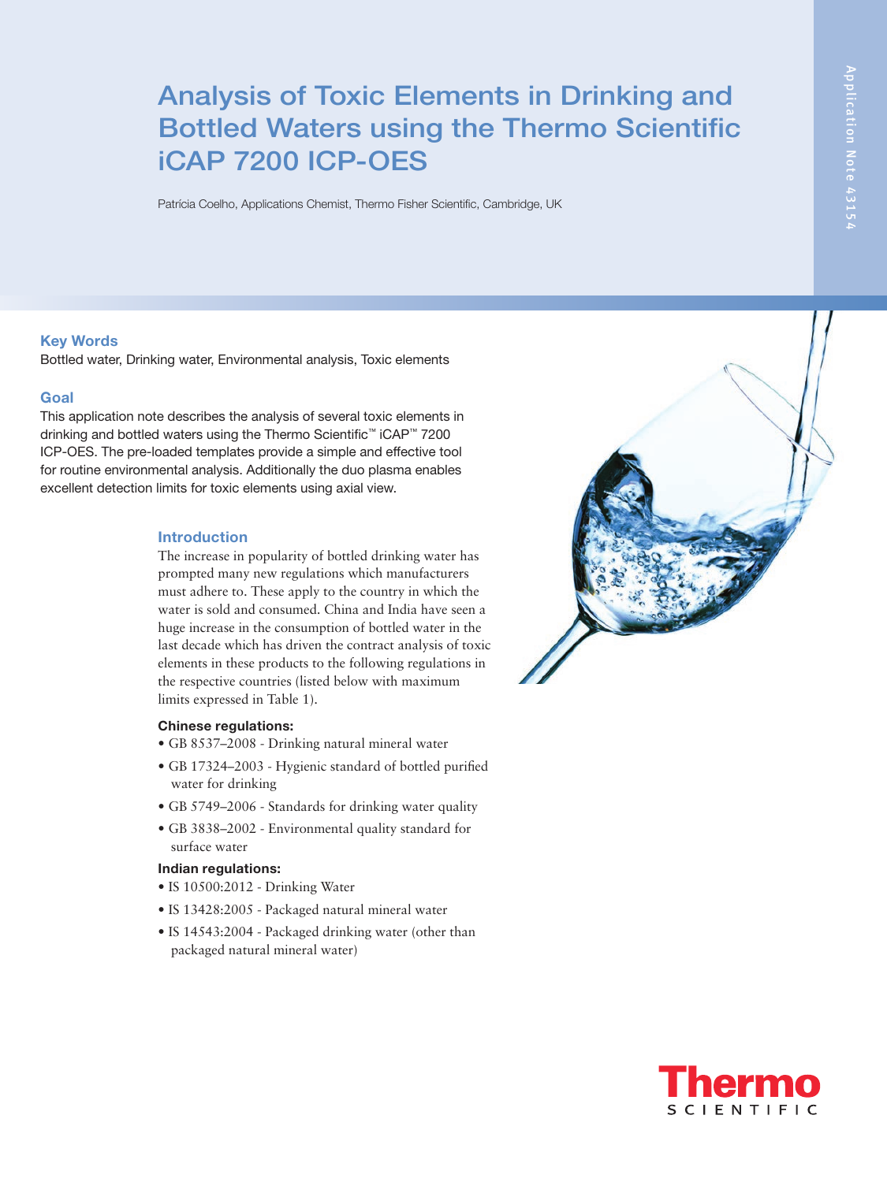# Analysis of Toxic Elements in Drinking and Bottled Waters using the Thermo Scientific iCAP 7200 ICP-OES

Patrícia Coelho, Applications Chemist, Thermo Fisher Scientific, Cambridge, UK

Application Note 43154

## Key Words

Bottled water, Drinking water, Environmental analysis, Toxic elements

## Goal

This application note describes the analysis of several toxic elements in drinking and bottled waters using the Thermo Scientific™ iCAP™ 7200 ICP-OES. The pre-loaded templates provide a simple and effective tool for routine environmental analysis. Additionally the duo plasma enables excellent detection limits for toxic elements using axial view.

## Introduction

The increase in popularity of bottled drinking water has prompted many new regulations which manufacturers must adhere to. These apply to the country in which the water is sold and consumed. China and India have seen a huge increase in the consumption of bottled water in the last decade which has driven the contract analysis of toxic elements in these products to the following regulations in the respective countries (listed below with maximum limits expressed in Table 1).

**Chinese regulations:**

- GB 8537–2008 - Drinking natural mineral water
- GB 17324–2003 - Hygienic standard of bottled purified water for drinking
- GB 5749–2006 - Standards for drinking water quality
- GB 3838–2002 - Environmental quality standard for surface water

**Indian regulations:**

- IS 10500:2012 - Drinking Water
- IS 13428:2005 - Packaged natural mineral water
- IS 14543:2004 - Packaged drinking water (other than packaged natural mineral water)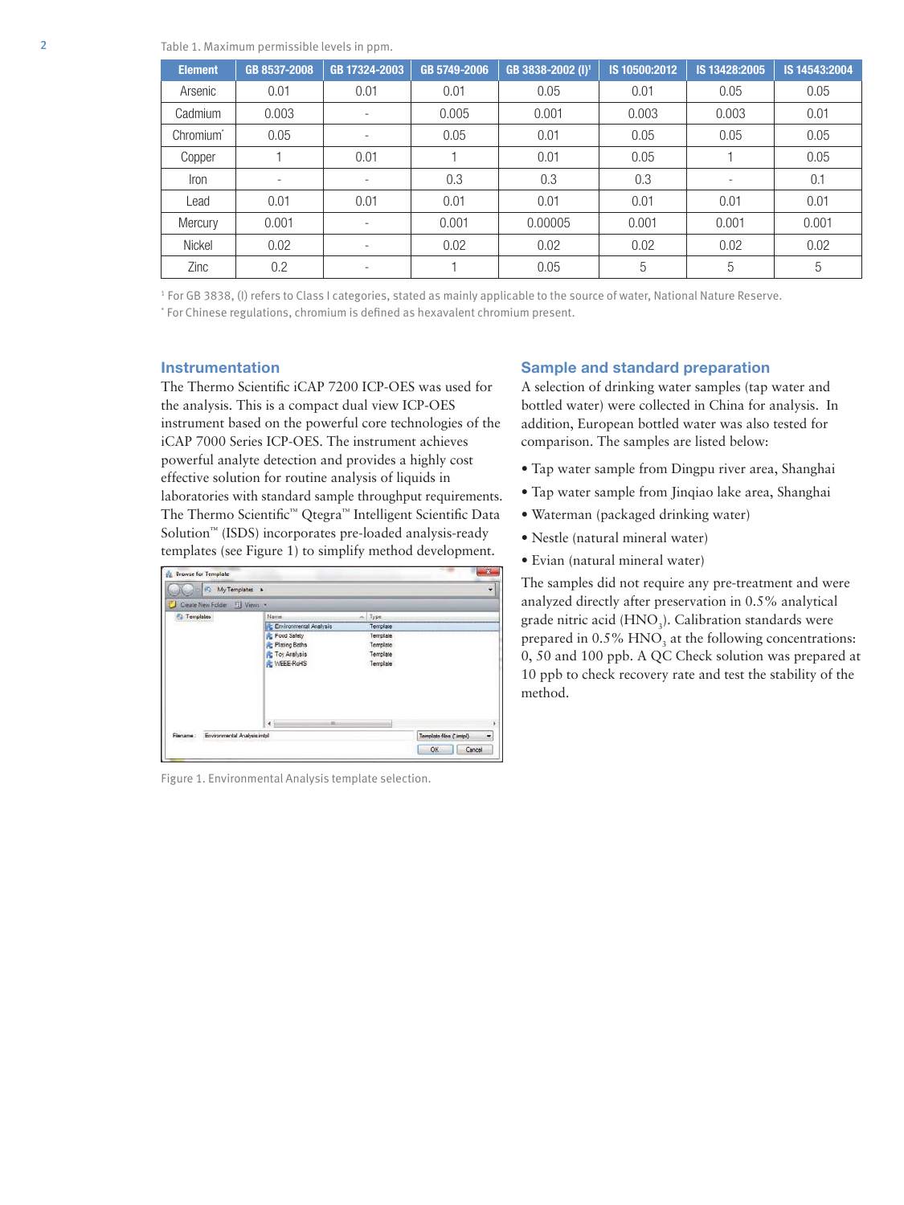Table 1. Maximum permissible levels in ppm.

| Element | GB 8537-2008 | GB 17324-2003 | GB 5749-2006 | GB 3838-2002 (I)[1] | IS 10500:2012 | IS 13428:2005 | IS 14543:2004 |
|---|---|---|---|---|---|---|---|
| Arsenic | 0.01 | 0.01 | 0.01 | 0.05 | 0.01 | 0.05 | 0.05 |
| Cadmium | 0.003 | - | 0.005 | 0.001 | 0.003 | 0.003 | 0.01 |
| Chromium* | 0.05 | - | 0.05 | 0.01 | 0.05 | 0.05 | 0.05 |
| Copper | 1 | 0.01 | 1 | 0.01 | 0.05 | 1 | 0.05 |
| Iron | - | - | 0.3 | 0.3 | 0.3 | - | 0.1 |
| Lead | 0.01 | 0.01 | 0.01 | 0.01 | 0.01 | 0.01 | 0.01 |
| Mercury | 0.001 | - | 0.001 | 0.00005 | 0.001 | 0.001 | 0.001 |
| Nickel | 0.02 | - | 0.02 | 0.02 | 0.02 | 0.02 | 0.02 |
| Zinc | 0.2 | - | 1 | 0.05 | 5 | 5 | 5 |

[1] For GB 3838, (I) refers to Class I categories, stated as mainly applicable to the source of water, National Nature Reserve.
* For Chinese regulations, chromium is defined as hexavalent chromium present.

## Instrumentation

The Thermo Scientific iCAP 7200 ICP-OES was used for the analysis. This is a compact dual view ICP-OES instrument based on the powerful core technologies of the iCAP 7000 Series ICP-OES. The instrument achieves powerful analyte detection and provides a highly cost effective solution for routine analysis of liquids in laboratories with standard sample throughput requirements. The Thermo Scientific™ Qtegra™ Intelligent Scientific Data Solution™ (ISDS) incorporates pre-loaded analysis-ready templates (see Figure 1) to simplify method development.

Figure 1. Environmental Analysis template selection.

## Sample and standard preparation

A selection of drinking water samples (tap water and bottled water) were collected in China for analysis. In addition, European bottled water was also tested for comparison. The samples are listed below:

- Tap water sample from Dingpu river area, Shanghai
- Tap water sample from Jinqiao lake area, Shanghai
- Waterman (packaged drinking water)
- Nestle (natural mineral water)
- Evian (natural mineral water)

The samples did not require any pre-treatment and were analyzed directly after preservation in 0.5% analytical grade nitric acid ($HNO_3$). Calibration standards were prepared in 0.5% $HNO_3$ at the following concentrations: 0, 50 and 100 ppb. A QC Check solution was prepared at 10 ppb to check recovery rate and test the stability of the method.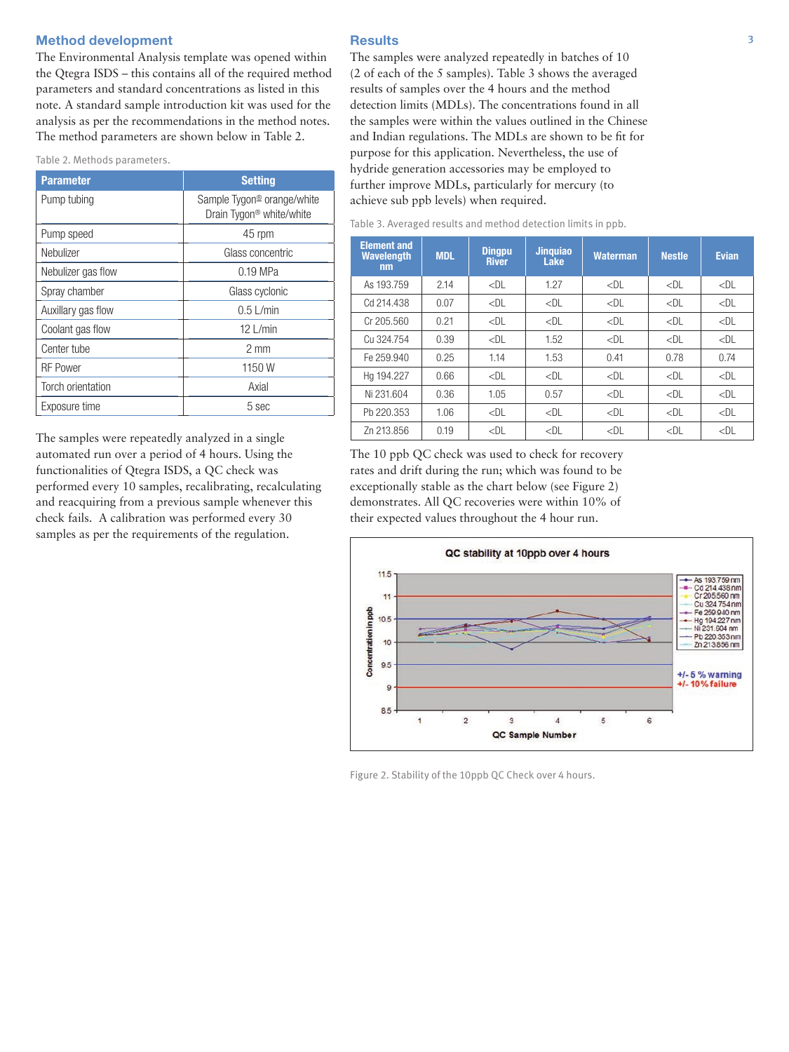## Method development

The Environmental Analysis template was opened within the Qtegra ISDS – this contains all of the required method parameters and standard concentrations as listed in this note. A standard sample introduction kit was used for the analysis as per the recommendations in the method notes. The method parameters are shown below in Table 2.

Table 2. Methods parameters.

| Parameter | Setting |
|---|---|
| Pump tubing | Sample Tygon® orange/white Drain Tygon® white/white |
| Pump speed | 45 rpm |
| Nebulizer | Glass concentric |
| Nebulizer gas flow | 0.19 MPa |
| Spray chamber | Glass cyclonic |
| Auxillary gas flow | 0.5 L/min |
| Coolant gas flow | 12 L/min |
| Center tube | 2 mm |
| RF Power | 1150 W |
| Torch orientation | Axial |
| Exposure time | 5 sec |

The samples were repeatedly analyzed in a single automated run over a period of 4 hours. Using the functionalities of Qtegra ISDS, a QC check was performed every 10 samples, recalibrating, recalculating and reacquiring from a previous sample whenever this check fails. A calibration was performed every 30 samples as per the requirements of the regulation.

## Results

The samples were analyzed repeatedly in batches of 10 (2 of each of the 5 samples). Table 3 shows the averaged results of samples over the 4 hours and the method detection limits (MDLs). The concentrations found in all the samples were within the values outlined in the Chinese and Indian regulations. The MDLs are shown to be fit for purpose for this application. Nevertheless, the use of hydride generation accessories may be employed to further improve MDLs, particularly for mercury (to achieve sub ppb levels) when required.

Table 3. Averaged results and method detection limits in ppb.

| Element and Wavelength nm | MDL | Dingpu River | Jinquiao Lake | Waterman | Nestle | Evian |
|---|---|---|---|---|---|---|
| As 193.759 | 2.14 | <DL | 1.27 | <DL | <DL | <DL |
| Cd 214.438 | 0.07 | <DL | <DL | <DL | <DL | <DL |
| Cr 205.560 | 0.21 | <DL | <DL | <DL | <DL | <DL |
| Cu 324.754 | 0.39 | <DL | 1.52 | <DL | <DL | <DL |
| Fe 259.940 | 0.25 | 1.14 | 1.53 | 0.41 | 0.78 | 0.74 |
| Hg 194.227 | 0.66 | <DL | <DL | <DL | <DL | <DL |
| Ni 231.604 | 0.36 | 1.05 | 0.57 | <DL | <DL | <DL |
| Pb 220.353 | 1.06 | <DL | <DL | <DL | <DL | <DL |
| Zn 213.856 | 0.19 | <DL | <DL | <DL | <DL | <DL |

The 10 ppb QC check was used to check for recovery rates and drift during the run; which was found to be exceptionally stable as the chart below (see Figure 2) demonstrates. All QC recoveries were within 10% of their expected values throughout the 4 hour run.

Figure 2. Stability of the 10ppb QC Check over 4 hours.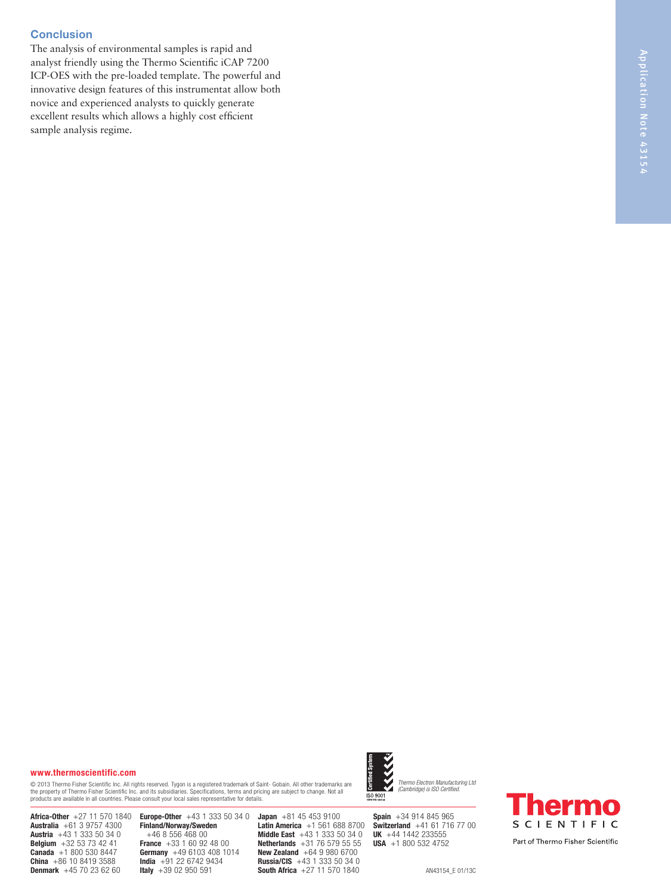## Conclusion

The analysis of environmental samples is rapid and analyst friendly using the Thermo Scientific iCAP 7200 ICP-OES with the pre-loaded template. The powerful and innovative design features of this instrumentat allow both novice and experienced analysts to quickly generate excellent results which allows a highly cost efficient sample analysis regime.

**www.thermoscientific.com**

© 2013 Thermo Fisher Scientific Inc. All rights reserved. Tygon is a registered trademark of Saint- Gobain. All other trademarks are the property of Thermo Fisher Scientific Inc. and its subsidiaries. Specifications, terms and pricing are subject to change. Not all products are available in all countries. Please consult your local sales representative for details.

*Thermo Electron Manufacturing Ltd (Cambridge) is ISO Certified.*

**Africa-Other** +27 11 570 1840
**Australia** +61 3 9757 4300
**Austria** +43 1 333 50 34 0
**Belgium** +32 53 73 42 41
**Canada** +1 800 530 8447
**China** +86 10 8419 3588
**Denmark** +45 70 23 62 60
**Europe-Other** +43 1 333 50 34 0
**Finland/Norway/Sweden** +46 8 556 468 00
**France** +33 1 60 92 48 00
**Germany** +49 6103 408 1014
**India** +91 22 6742 9434
**Italy** +39 02 950 591
**Japan** +81 45 453 9100
**Latin America** +1 561 688 8700
**Middle East** +43 1 333 50 34 0
**Netherlands** +31 76 579 55 55
**New Zealand** +64 9 980 6700
**Russia/CIS** +43 1 333 50 34 0
**South Africa** +27 11 570 1840
**Spain** +34 914 845 965
**Switzerland** +41 61 716 77 00
**UK** +44 1442 233555
**USA** +1 800 532 4752

AN43154_E 01/13C

Thermo SCIENTIFIC

Part of Thermo Fisher Scientific